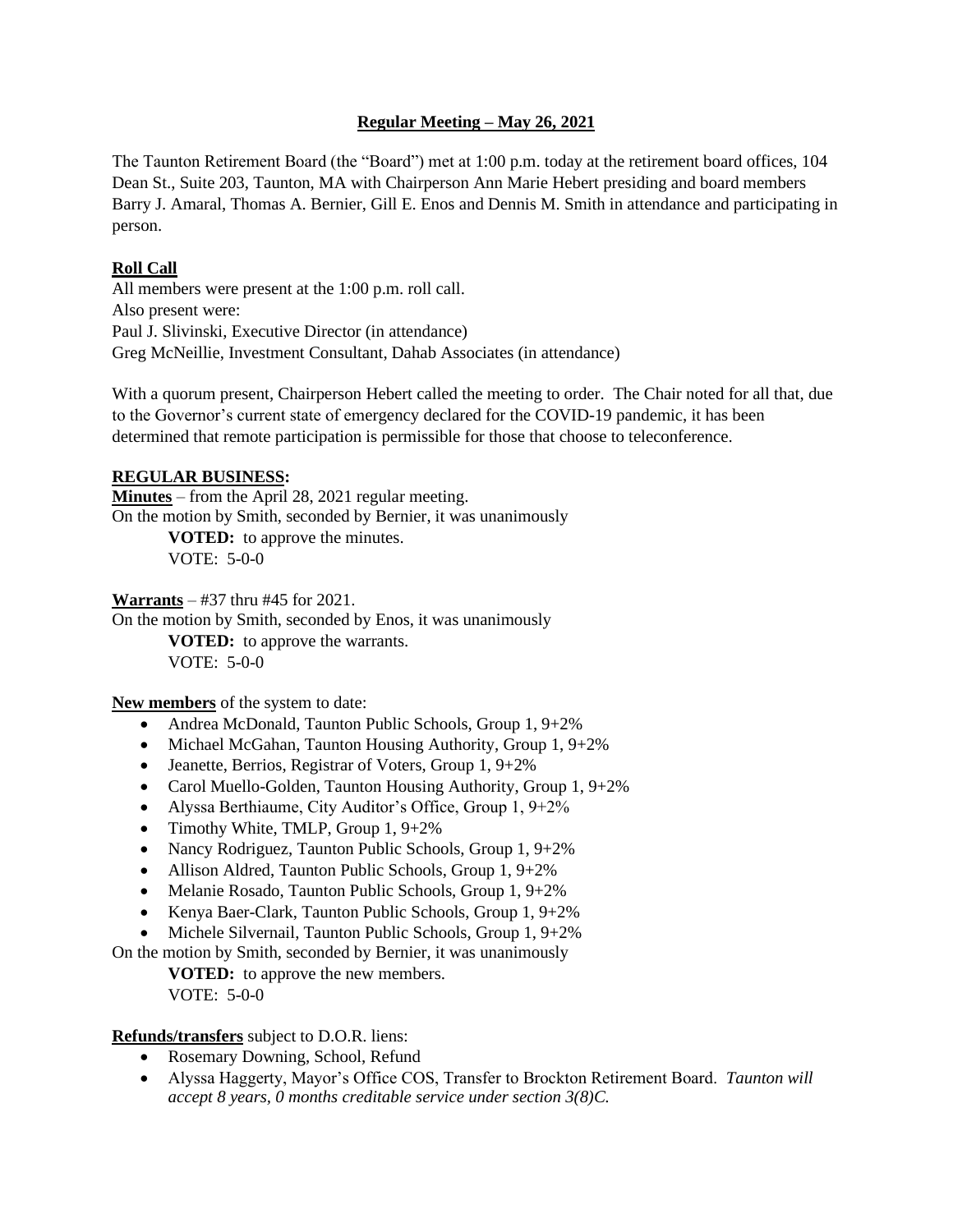**Regular Meeting – May 26, 2021**

The Taunton Retirement Board (the "Board") met at 1:00 p.m. today at the retirement board offices, 104 Dean St., Suite 203, Taunton, MA with Chairperson Ann Marie Hebert presiding and board members Barry J. Amaral, Thomas A. Bernier, Gill E. Enos and Dennis M. Smith in attendance and participating in person.

**Roll Call**

All members were present at the 1:00 p.m. roll call.
Also present were:
Paul J. Slivinski, Executive Director (in attendance)
Greg McNeillie, Investment Consultant, Dahab Associates (in attendance)

With a quorum present, Chairperson Hebert called the meeting to order. The Chair noted for all that, due to the Governor's current state of emergency declared for the COVID-19 pandemic, it has been determined that remote participation is permissible for those that choose to teleconference.

**REGULAR BUSINESS:**

**Minutes** – from the April 28, 2021 regular meeting.
On the motion by Smith, seconded by Bernier, it was unanimously
**VOTED:** to approve the minutes.
VOTE: 5-0-0

**Warrants** – #37 thru #45 for 2021.
On the motion by Smith, seconded by Enos, it was unanimously
**VOTED:** to approve the warrants.
VOTE: 5-0-0

**New members** of the system to date:

- Andrea McDonald, Taunton Public Schools, Group 1, 9+2%
- Michael McGahan, Taunton Housing Authority, Group 1, 9+2%
- Jeanette, Berrios, Registrar of Voters, Group 1, 9+2%
- Carol Muello-Golden, Taunton Housing Authority, Group 1, 9+2%
- Alyssa Berthiaume, City Auditor's Office, Group 1, 9+2%
- Timothy White, TMLP, Group 1, 9+2%
- Nancy Rodriguez, Taunton Public Schools, Group 1, 9+2%
- Allison Aldred, Taunton Public Schools, Group 1, 9+2%
- Melanie Rosado, Taunton Public Schools, Group 1, 9+2%
- Kenya Baer-Clark, Taunton Public Schools, Group 1, 9+2%
- Michele Silvernail, Taunton Public Schools, Group 1, 9+2%

On the motion by Smith, seconded by Bernier, it was unanimously
**VOTED:** to approve the new members.
VOTE: 5-0-0

**Refunds/transfers** subject to D.O.R. liens:

- Rosemary Downing, School, Refund
- Alyssa Haggerty, Mayor's Office COS, Transfer to Brockton Retirement Board. *Taunton will accept 8 years, 0 months creditable service under section 3(8)C.*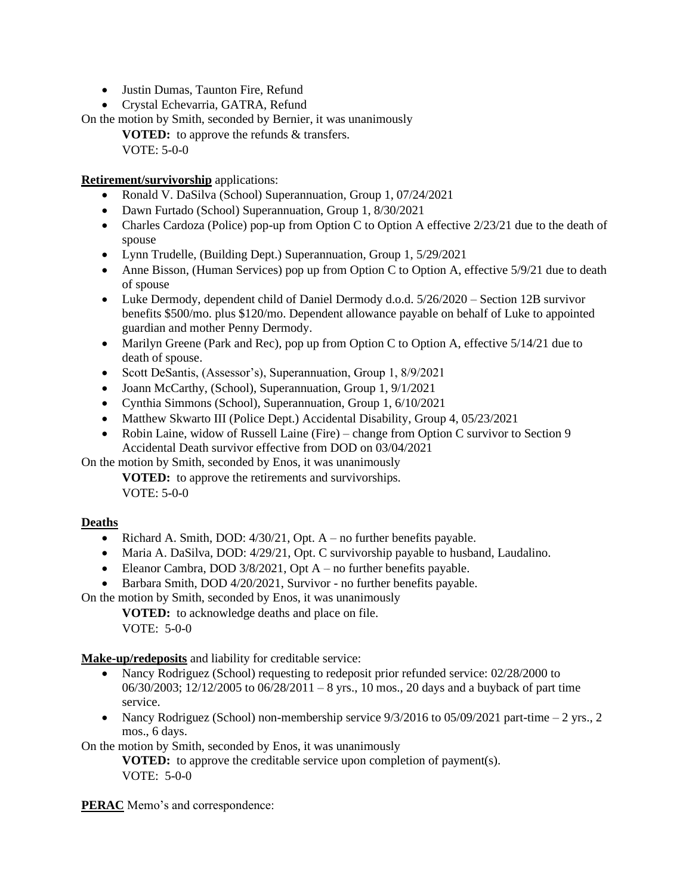- Justin Dumas, Taunton Fire, Refund
- Crystal Echevarria, GATRA, Refund

On the motion by Smith, seconded by Bernier, it was unanimously

**VOTED:** to approve the refunds & transfers.
VOTE: 5-0-0

**Retirement/survivorship** applications:

- Ronald V. DaSilva (School) Superannuation, Group 1, 07/24/2021
- Dawn Furtado (School) Superannuation, Group 1, 8/30/2021
- Charles Cardoza (Police) pop-up from Option C to Option A effective 2/23/21 due to the death of spouse
- Lynn Trudelle, (Building Dept.) Superannuation, Group 1, 5/29/2021
- Anne Bisson, (Human Services) pop up from Option C to Option A, effective 5/9/21 due to death of spouse
- Luke Dermody, dependent child of Daniel Dermody d.o.d. 5/26/2020 – Section 12B survivor benefits $500/mo. plus $120/mo. Dependent allowance payable on behalf of Luke to appointed guardian and mother Penny Dermody.
- Marilyn Greene (Park and Rec), pop up from Option C to Option A, effective 5/14/21 due to death of spouse.
- Scott DeSantis, (Assessor's), Superannuation, Group 1, 8/9/2021
- Joann McCarthy, (School), Superannuation, Group 1, 9/1/2021
- Cynthia Simmons (School), Superannuation, Group 1, 6/10/2021
- Matthew Skwarto III (Police Dept.) Accidental Disability, Group 4, 05/23/2021
- Robin Laine, widow of Russell Laine (Fire) – change from Option C survivor to Section 9 Accidental Death survivor effective from DOD on 03/04/2021

On the motion by Smith, seconded by Enos, it was unanimously

**VOTED:** to approve the retirements and survivorships.
VOTE: 5-0-0

**Deaths**

- Richard A. Smith, DOD: 4/30/21, Opt. A – no further benefits payable.
- Maria A. DaSilva, DOD: 4/29/21, Opt. C survivorship payable to husband, Laudalino.
- Eleanor Cambra, DOD 3/8/2021, Opt A – no further benefits payable.
- Barbara Smith, DOD 4/20/2021, Survivor - no further benefits payable.

On the motion by Smith, seconded by Enos, it was unanimously

**VOTED:** to acknowledge deaths and place on file.
VOTE: 5-0-0

**Make-up/redeposits** and liability for creditable service:

- Nancy Rodriguez (School) requesting to redeposit prior refunded service: 02/28/2000 to 06/30/2003; 12/12/2005 to 06/28/2011 – 8 yrs., 10 mos., 20 days and a buyback of part time service.
- Nancy Rodriguez (School) non-membership service 9/3/2016 to 05/09/2021 part-time – 2 yrs., 2 mos., 6 days.

On the motion by Smith, seconded by Enos, it was unanimously

**VOTED:** to approve the creditable service upon completion of payment(s).
VOTE: 5-0-0

**PERAC** Memo's and correspondence: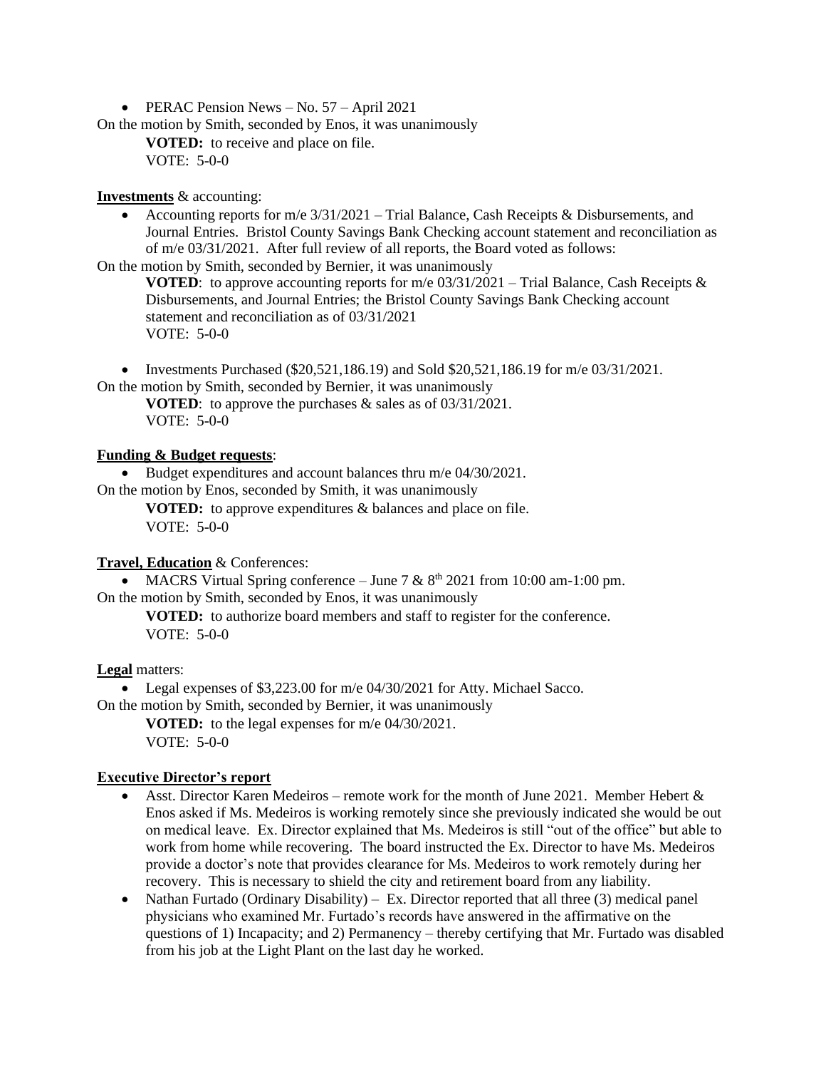- PERAC Pension News – No. 57 – April 2021

On the motion by Smith, seconded by Enos, it was unanimously

**VOTED:** to receive and place on file.
VOTE: 5-0-0

**Investments** & accounting:

- Accounting reports for m/e 3/31/2021 – Trial Balance, Cash Receipts & Disbursements, and Journal Entries. Bristol County Savings Bank Checking account statement and reconciliation as of m/e 03/31/2021. After full review of all reports, the Board voted as follows:

On the motion by Smith, seconded by Bernier, it was unanimously

**VOTED**: to approve accounting reports for m/e 03/31/2021 – Trial Balance, Cash Receipts & Disbursements, and Journal Entries; the Bristol County Savings Bank Checking account statement and reconciliation as of 03/31/2021
VOTE: 5-0-0

- Investments Purchased ($20,521,186.19) and Sold $20,521,186.19 for m/e 03/31/2021.

On the motion by Smith, seconded by Bernier, it was unanimously

**VOTED**: to approve the purchases & sales as of 03/31/2021.
VOTE: 5-0-0

**Funding & Budget requests**:

- Budget expenditures and account balances thru m/e 04/30/2021.

On the motion by Enos, seconded by Smith, it was unanimously

**VOTED:** to approve expenditures & balances and place on file.
VOTE: 5-0-0

**Travel, Education** & Conferences:

- MACRS Virtual Spring conference – June 7 & 8th 2021 from 10:00 am-1:00 pm.

On the motion by Smith, seconded by Enos, it was unanimously

**VOTED:** to authorize board members and staff to register for the conference.
VOTE: 5-0-0

**Legal** matters:

- Legal expenses of $3,223.00 for m/e 04/30/2021 for Atty. Michael Sacco.

On the motion by Smith, seconded by Bernier, it was unanimously

**VOTED:** to the legal expenses for m/e 04/30/2021.
VOTE: 5-0-0

**Executive Director's report**

- Asst. Director Karen Medeiros – remote work for the month of June 2021. Member Hebert & Enos asked if Ms. Medeiros is working remotely since she previously indicated she would be out on medical leave. Ex. Director explained that Ms. Medeiros is still "out of the office" but able to work from home while recovering. The board instructed the Ex. Director to have Ms. Medeiros provide a doctor's note that provides clearance for Ms. Medeiros to work remotely during her recovery. This is necessary to shield the city and retirement board from any liability.
- Nathan Furtado (Ordinary Disability) – Ex. Director reported that all three (3) medical panel physicians who examined Mr. Furtado's records have answered in the affirmative on the questions of 1) Incapacity; and 2) Permanency – thereby certifying that Mr. Furtado was disabled from his job at the Light Plant on the last day he worked.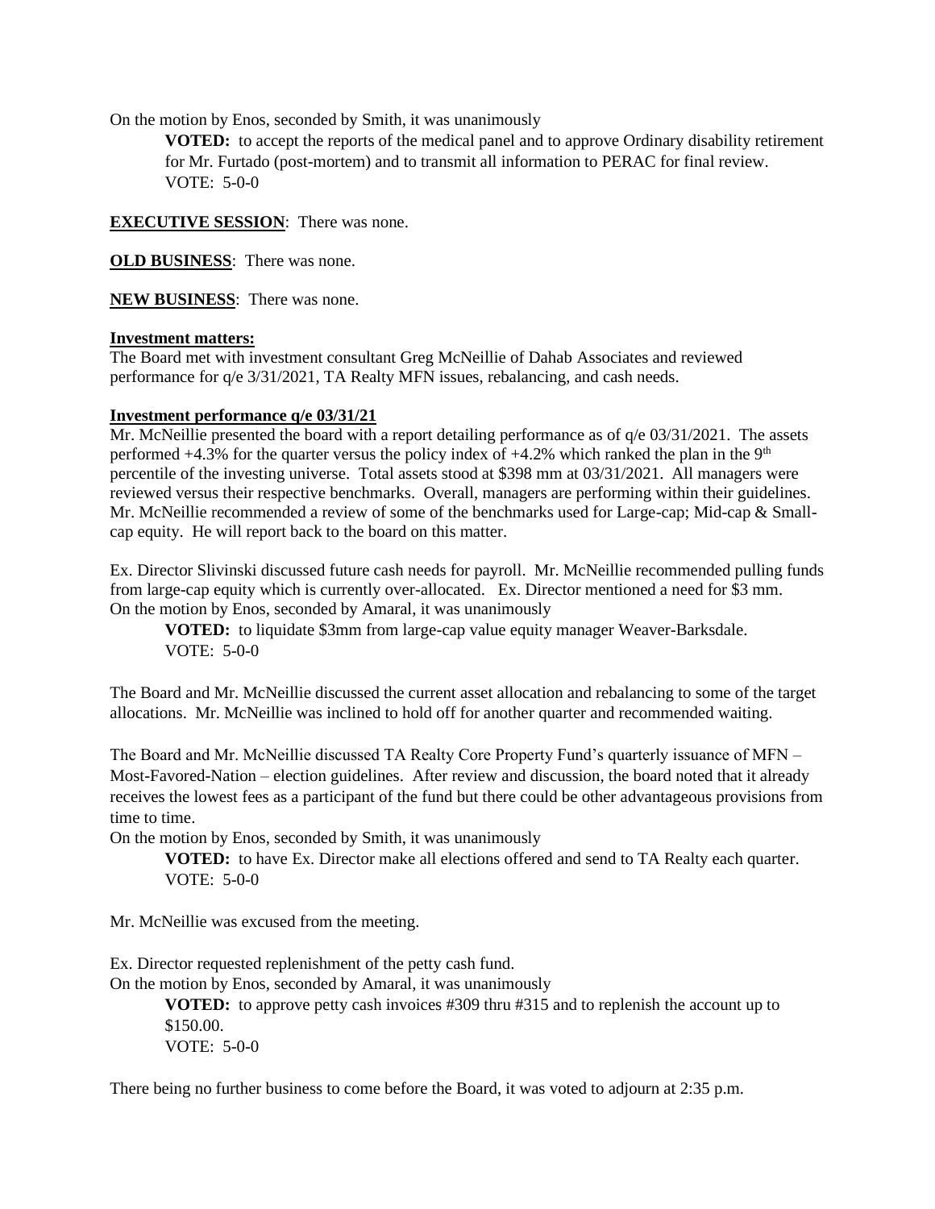On the motion by Enos, seconded by Smith, it was unanimously

> **VOTED:** to accept the reports of the medical panel and to approve Ordinary disability retirement for Mr. Furtado (post-mortem) and to transmit all information to PERAC for final review.
> VOTE: 5-0-0

**EXECUTIVE SESSION**: There was none.

**OLD BUSINESS**: There was none.

**NEW BUSINESS**: There was none.

**Investment matters:**

The Board met with investment consultant Greg McNeillie of Dahab Associates and reviewed performance for q/e 3/31/2021, TA Realty MFN issues, rebalancing, and cash needs.

**Investment performance q/e 03/31/21**

Mr. McNeillie presented the board with a report detailing performance as of q/e 03/31/2021. The assets performed +4.3% for the quarter versus the policy index of +4.2% which ranked the plan in the 9th percentile of the investing universe. Total assets stood at $398 mm at 03/31/2021. All managers were reviewed versus their respective benchmarks. Overall, managers are performing within their guidelines. Mr. McNeillie recommended a review of some of the benchmarks used for Large-cap; Mid-cap & Small-cap equity. He will report back to the board on this matter.

Ex. Director Slivinski discussed future cash needs for payroll. Mr. McNeillie recommended pulling funds from large-cap equity which is currently over-allocated. Ex. Director mentioned a need for $3 mm.
On the motion by Enos, seconded by Amaral, it was unanimously

> **VOTED:** to liquidate $3mm from large-cap value equity manager Weaver-Barksdale.
> VOTE: 5-0-0

The Board and Mr. McNeillie discussed the current asset allocation and rebalancing to some of the target allocations. Mr. McNeillie was inclined to hold off for another quarter and recommended waiting.

The Board and Mr. McNeillie discussed TA Realty Core Property Fund's quarterly issuance of MFN – Most-Favored-Nation – election guidelines. After review and discussion, the board noted that it already receives the lowest fees as a participant of the fund but there could be other advantageous provisions from time to time.
On the motion by Enos, seconded by Smith, it was unanimously

> **VOTED:** to have Ex. Director make all elections offered and send to TA Realty each quarter.
> VOTE: 5-0-0

Mr. McNeillie was excused from the meeting.

Ex. Director requested replenishment of the petty cash fund.
On the motion by Enos, seconded by Amaral, it was unanimously

> **VOTED:** to approve petty cash invoices #309 thru #315 and to replenish the account up to $150.00.
> VOTE: 5-0-0

There being no further business to come before the Board, it was voted to adjourn at 2:35 p.m.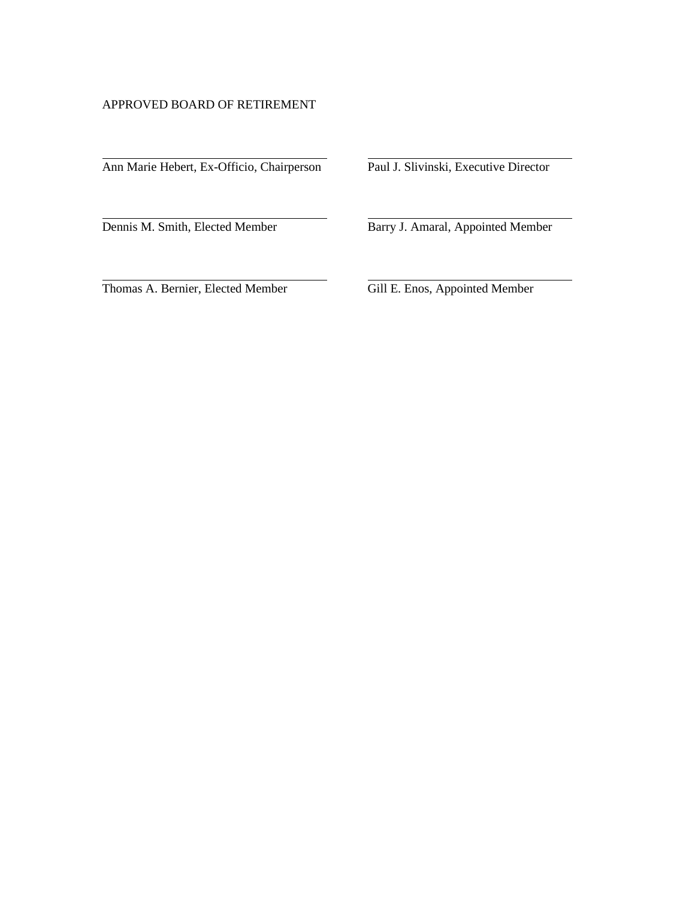APPROVED BOARD OF RETIREMENT

| | |
|---|---|
| Ann Marie Hebert, Ex-Officio, Chairperson | Paul J. Slivinski, Executive Director |
| Dennis M. Smith, Elected Member | Barry J. Amaral, Appointed Member |
| Thomas A. Bernier, Elected Member | Gill E. Enos, Appointed Member |